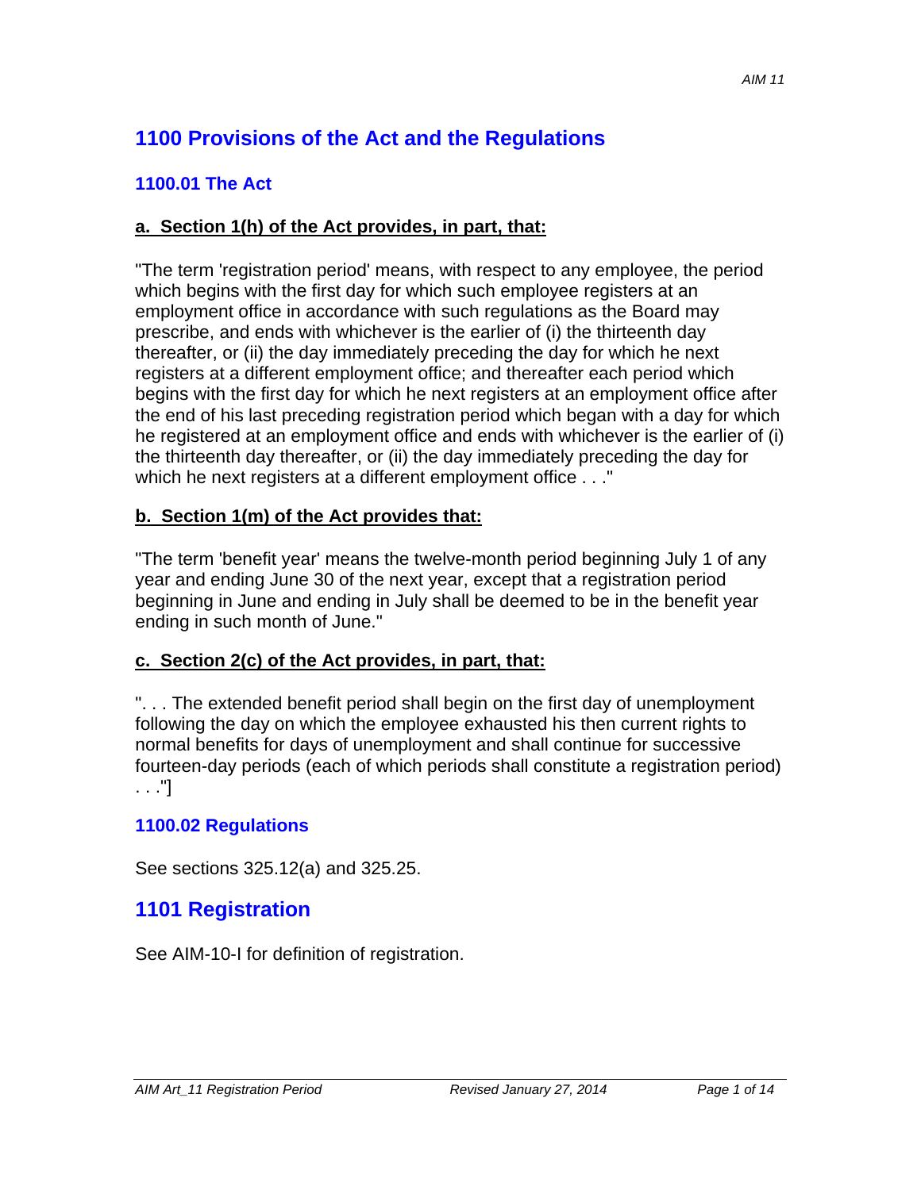# 1100 Provisions of the Act and the Regulations

## 1100.01 The Act

**a. Section 1(h) of the Act provides, in part, that:**

"The term 'registration period' means, with respect to any employee, the period which begins with the first day for which such employee registers at an employment office in accordance with such regulations as the Board may prescribe, and ends with whichever is the earlier of (i) the thirteenth day thereafter, or (ii) the day immediately preceding the day for which he next registers at a different employment office; and thereafter each period which begins with the first day for which he next registers at an employment office after the end of his last preceding registration period which began with a day for which he registered at an employment office and ends with whichever is the earlier of (i) the thirteenth day thereafter, or (ii) the day immediately preceding the day for which he next registers at a different employment office . . ."

**b. Section 1(m) of the Act provides that:**

"The term 'benefit year' means the twelve-month period beginning July 1 of any year and ending June 30 of the next year, except that a registration period beginning in June and ending in July shall be deemed to be in the benefit year ending in such month of June."

**c. Section 2(c) of the Act provides, in part, that:**

". . . The extended benefit period shall begin on the first day of unemployment following the day on which the employee exhausted his then current rights to normal benefits for days of unemployment and shall continue for successive fourteen-day periods (each of which periods shall constitute a registration period) . . ."]

## 1100.02 Regulations

See sections 325.12(a) and 325.25.

# 1101 Registration

See AIM-10-I for definition of registration.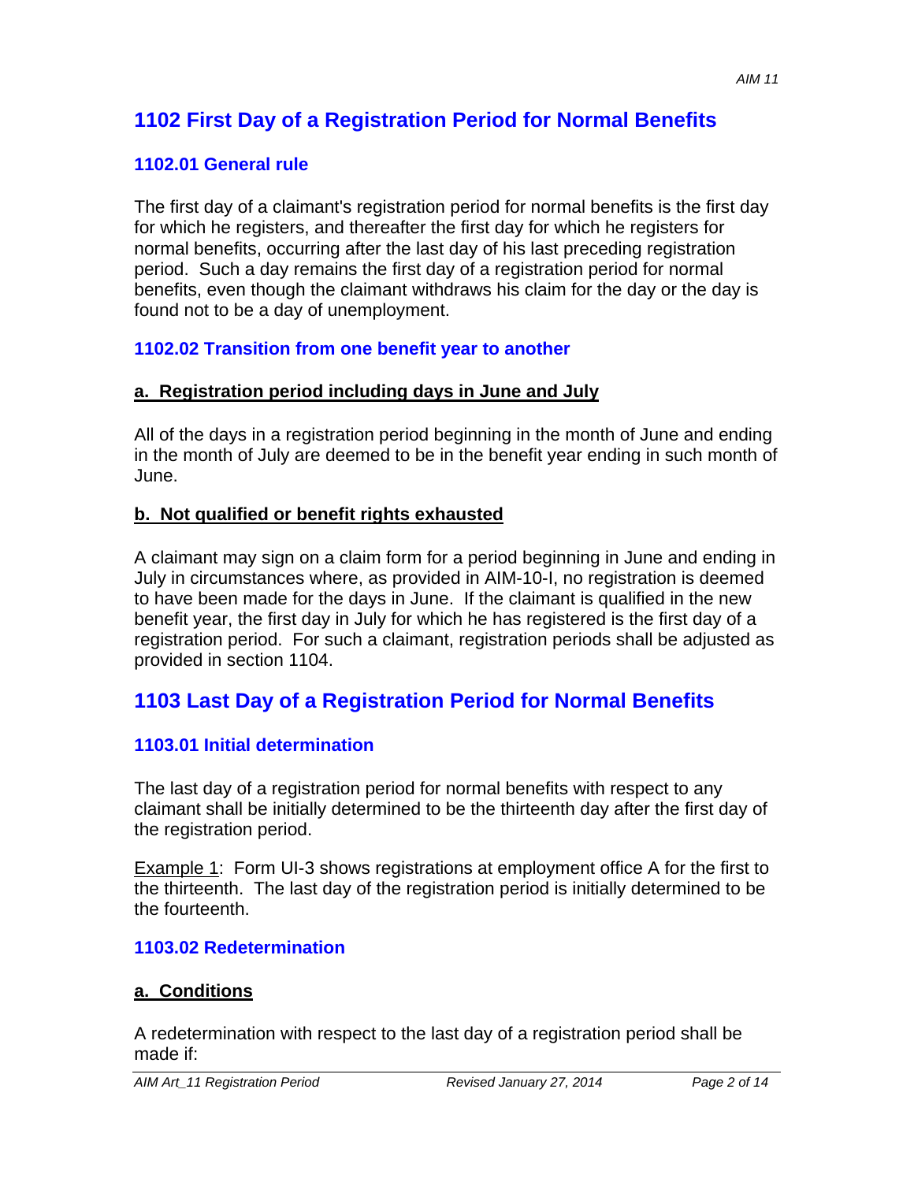## 1102 First Day of a Registration Period for Normal Benefits

### 1102.01 General rule

The first day of a claimant's registration period for normal benefits is the first day for which he registers, and thereafter the first day for which he registers for normal benefits, occurring after the last day of his last preceding registration period. Such a day remains the first day of a registration period for normal benefits, even though the claimant withdraws his claim for the day or the day is found not to be a day of unemployment.

### 1102.02 Transition from one benefit year to another

**a. Registration period including days in June and July**

All of the days in a registration period beginning in the month of June and ending in the month of July are deemed to be in the benefit year ending in such month of June.

**b. Not qualified or benefit rights exhausted**

A claimant may sign on a claim form for a period beginning in June and ending in July in circumstances where, as provided in AIM-10-I, no registration is deemed to have been made for the days in June. If the claimant is qualified in the new benefit year, the first day in July for which he has registered is the first day of a registration period. For such a claimant, registration periods shall be adjusted as provided in section 1104.

## 1103 Last Day of a Registration Period for Normal Benefits

### 1103.01 Initial determination

The last day of a registration period for normal benefits with respect to any claimant shall be initially determined to be the thirteenth day after the first day of the registration period.

Example 1: Form UI-3 shows registrations at employment office A for the first to the thirteenth. The last day of the registration period is initially determined to be the fourteenth.

### 1103.02 Redetermination

**a. Conditions**

A redetermination with respect to the last day of a registration period shall be made if: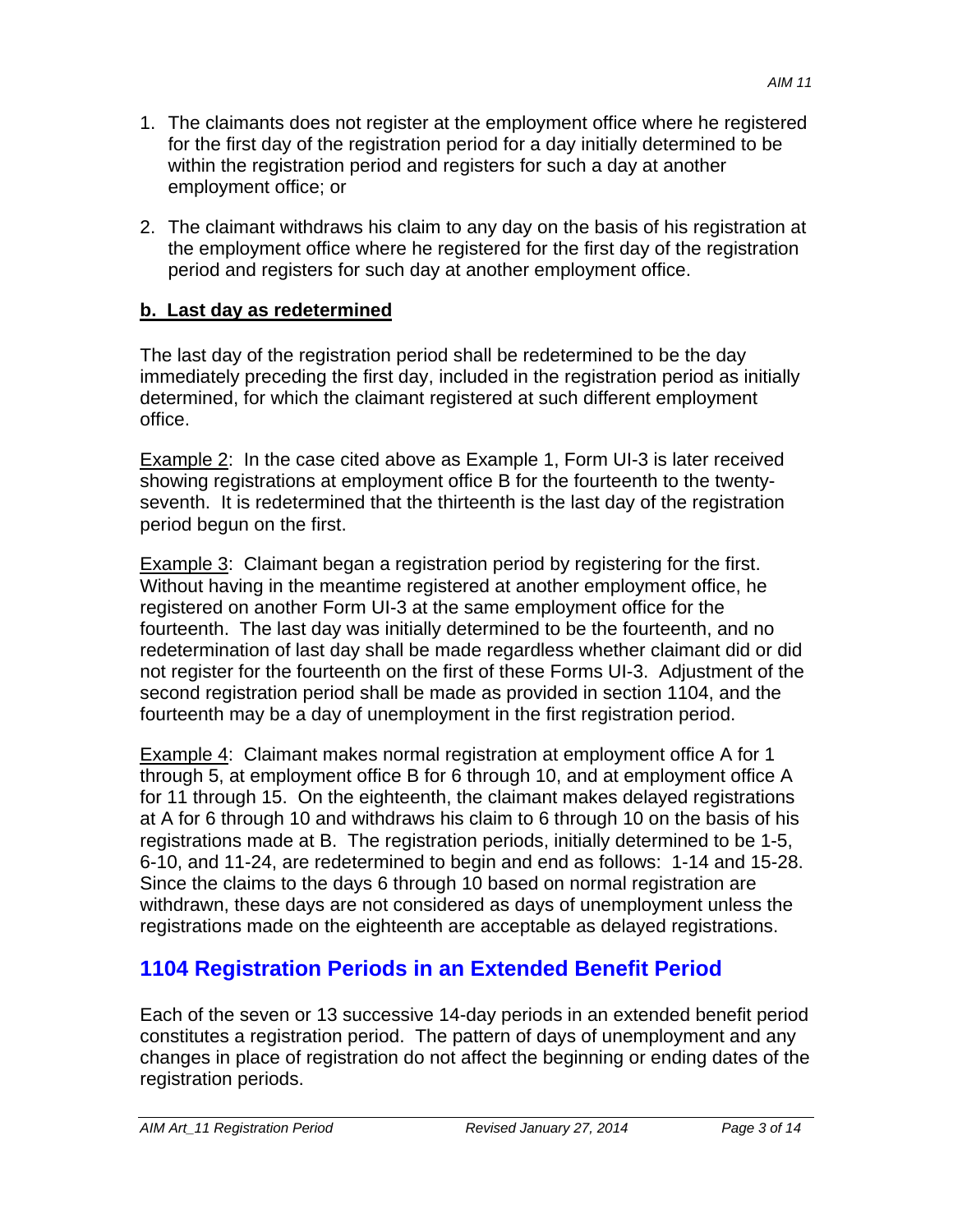1. The claimants does not register at the employment office where he registered for the first day of the registration period for a day initially determined to be within the registration period and registers for such a day at another employment office; or

2. The claimant withdraws his claim to any day on the basis of his registration at the employment office where he registered for the first day of the registration period and registers for such day at another employment office.

**b. Last day as redetermined**

The last day of the registration period shall be redetermined to be the day immediately preceding the first day, included in the registration period as initially determined, for which the claimant registered at such different employment office.

Example 2: In the case cited above as Example 1, Form UI-3 is later received showing registrations at employment office B for the fourteenth to the twenty-seventh. It is redetermined that the thirteenth is the last day of the registration period begun on the first.

Example 3: Claimant began a registration period by registering for the first. Without having in the meantime registered at another employment office, he registered on another Form UI-3 at the same employment office for the fourteenth. The last day was initially determined to be the fourteenth, and no redetermination of last day shall be made regardless whether claimant did or did not register for the fourteenth on the first of these Forms UI-3. Adjustment of the second registration period shall be made as provided in section 1104, and the fourteenth may be a day of unemployment in the first registration period.

Example 4: Claimant makes normal registration at employment office A for 1 through 5, at employment office B for 6 through 10, and at employment office A for 11 through 15. On the eighteenth, the claimant makes delayed registrations at A for 6 through 10 and withdraws his claim to 6 through 10 on the basis of his registrations made at B. The registration periods, initially determined to be 1-5, 6-10, and 11-24, are redetermined to begin and end as follows: 1-14 and 15-28. Since the claims to the days 6 through 10 based on normal registration are withdrawn, these days are not considered as days of unemployment unless the registrations made on the eighteenth are acceptable as delayed registrations.

## 1104 Registration Periods in an Extended Benefit Period

Each of the seven or 13 successive 14-day periods in an extended benefit period constitutes a registration period. The pattern of days of unemployment and any changes in place of registration do not affect the beginning or ending dates of the registration periods.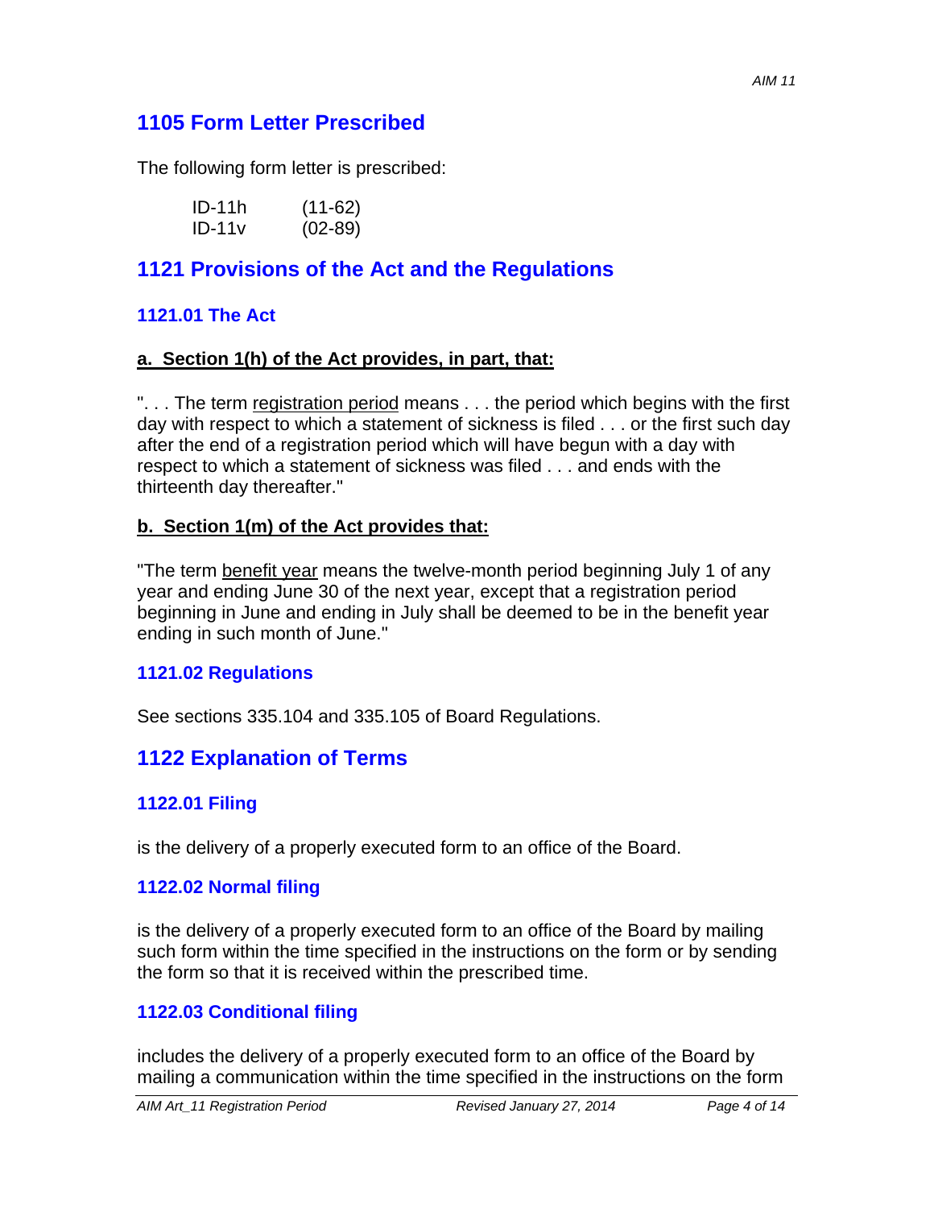## 1105 Form Letter Prescribed

The following form letter is prescribed:

| | |
|---|---|
| ID-11h | (11-62) |
| ID-11v | (02-89) |

## 1121 Provisions of the Act and the Regulations

### 1121.01 The Act

**a. Section 1(h) of the Act provides, in part, that:**

". . . The term registration period means . . . the period which begins with the first day with respect to which a statement of sickness is filed . . . or the first such day after the end of a registration period which will have begun with a day with respect to which a statement of sickness was filed . . . and ends with the thirteenth day thereafter."

**b. Section 1(m) of the Act provides that:**

"The term benefit year means the twelve-month period beginning July 1 of any year and ending June 30 of the next year, except that a registration period beginning in June and ending in July shall be deemed to be in the benefit year ending in such month of June."

### 1121.02 Regulations

See sections 335.104 and 335.105 of Board Regulations.

## 1122 Explanation of Terms

### 1122.01 Filing

is the delivery of a properly executed form to an office of the Board.

### 1122.02 Normal filing

is the delivery of a properly executed form to an office of the Board by mailing such form within the time specified in the instructions on the form or by sending the form so that it is received within the prescribed time.

### 1122.03 Conditional filing

includes the delivery of a properly executed form to an office of the Board by mailing a communication within the time specified in the instructions on the form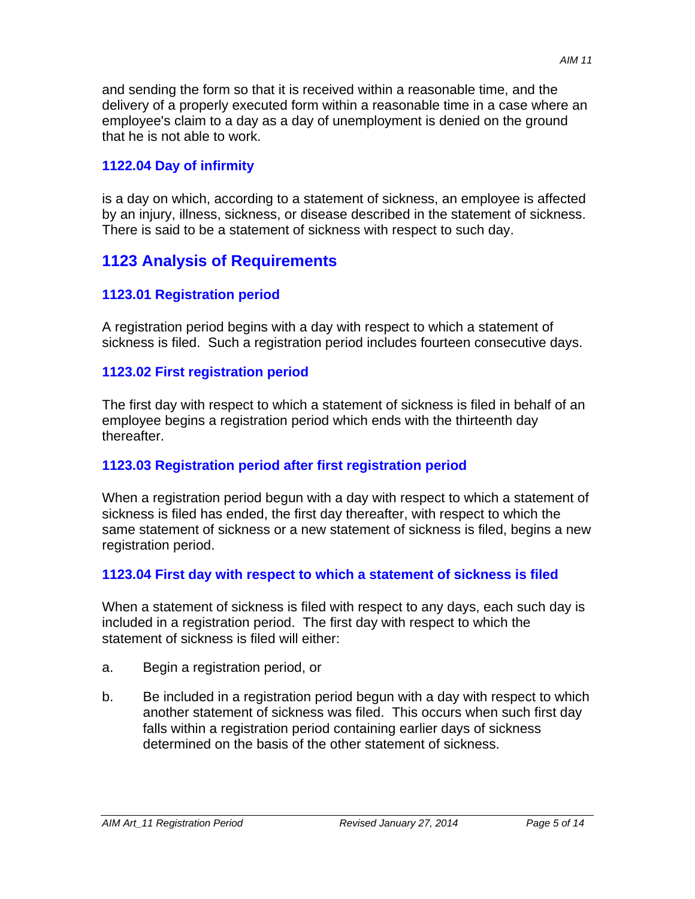and sending the form so that it is received within a reasonable time, and the delivery of a properly executed form within a reasonable time in a case where an employee's claim to a day as a day of unemployment is denied on the ground that he is not able to work.

### 1122.04 Day of infirmity

is a day on which, according to a statement of sickness, an employee is affected by an injury, illness, sickness, or disease described in the statement of sickness. There is said to be a statement of sickness with respect to such day.

## 1123 Analysis of Requirements

### 1123.01 Registration period

A registration period begins with a day with respect to which a statement of sickness is filed. Such a registration period includes fourteen consecutive days.

### 1123.02 First registration period

The first day with respect to which a statement of sickness is filed in behalf of an employee begins a registration period which ends with the thirteenth day thereafter.

### 1123.03 Registration period after first registration period

When a registration period begun with a day with respect to which a statement of sickness is filed has ended, the first day thereafter, with respect to which the same statement of sickness or a new statement of sickness is filed, begins a new registration period.

### 1123.04 First day with respect to which a statement of sickness is filed

When a statement of sickness is filed with respect to any days, each such day is included in a registration period. The first day with respect to which the statement of sickness is filed will either:

a. Begin a registration period, or

b. Be included in a registration period begun with a day with respect to which another statement of sickness was filed. This occurs when such first day falls within a registration period containing earlier days of sickness determined on the basis of the other statement of sickness.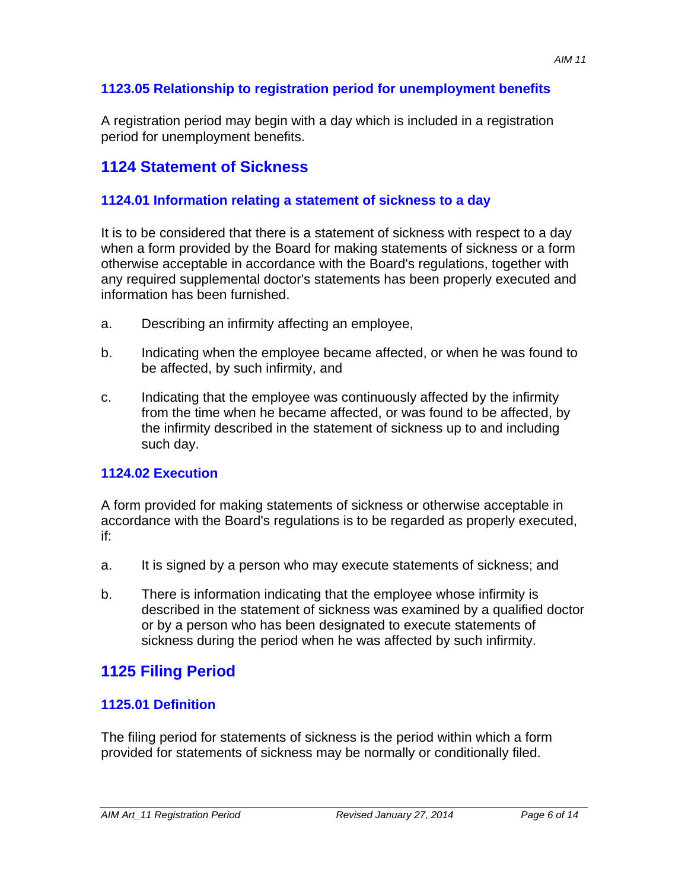### 1123.05 Relationship to registration period for unemployment benefits

A registration period may begin with a day which is included in a registration period for unemployment benefits.

## 1124 Statement of Sickness

### 1124.01 Information relating a statement of sickness to a day

It is to be considered that there is a statement of sickness with respect to a day when a form provided by the Board for making statements of sickness or a form otherwise acceptable in accordance with the Board's regulations, together with any required supplemental doctor's statements has been properly executed and information has been furnished.

a. Describing an infirmity affecting an employee,

b. Indicating when the employee became affected, or when he was found to be affected, by such infirmity, and

c. Indicating that the employee was continuously affected by the infirmity from the time when he became affected, or was found to be affected, by the infirmity described in the statement of sickness up to and including such day.

### 1124.02 Execution

A form provided for making statements of sickness or otherwise acceptable in accordance with the Board's regulations is to be regarded as properly executed, if:

a. It is signed by a person who may execute statements of sickness; and

b. There is information indicating that the employee whose infirmity is described in the statement of sickness was examined by a qualified doctor or by a person who has been designated to execute statements of sickness during the period when he was affected by such infirmity.

## 1125 Filing Period

### 1125.01 Definition

The filing period for statements of sickness is the period within which a form provided for statements of sickness may be normally or conditionally filed.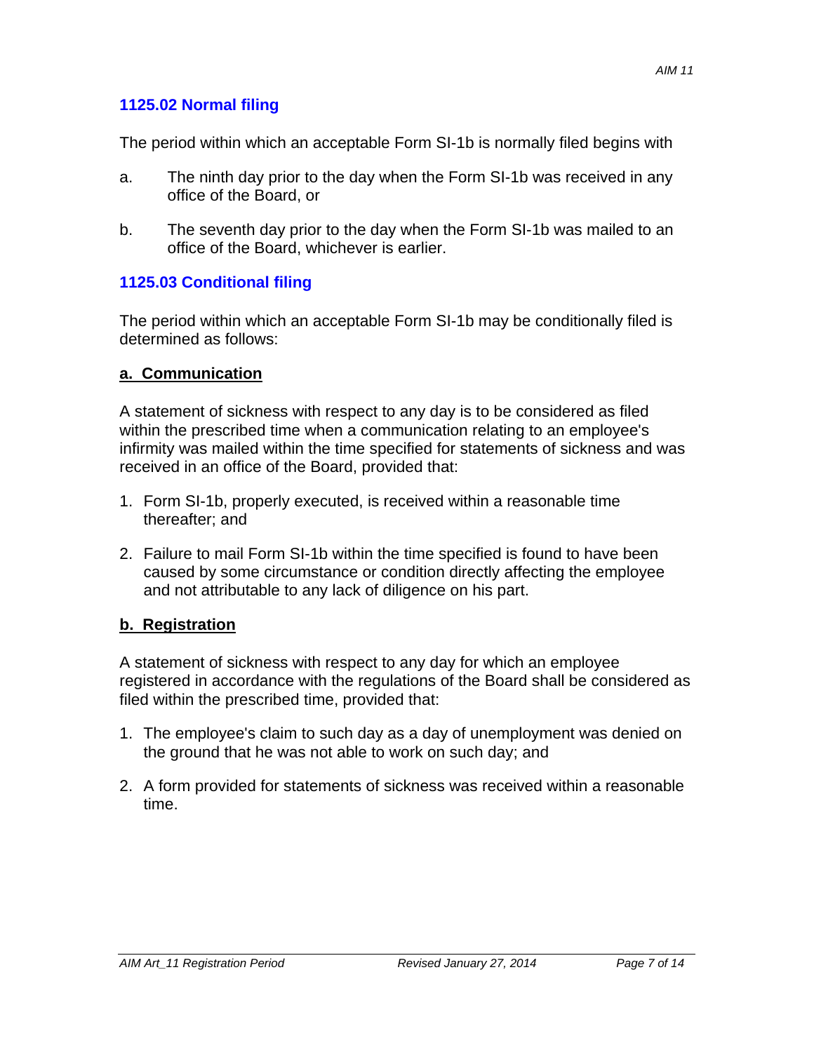### 1125.02 Normal filing

The period within which an acceptable Form SI-1b is normally filed begins with

a. The ninth day prior to the day when the Form SI-1b was received in any office of the Board, or

b. The seventh day prior to the day when the Form SI-1b was mailed to an office of the Board, whichever is earlier.

### 1125.03 Conditional filing

The period within which an acceptable Form SI-1b may be conditionally filed is determined as follows:

**a. Communication**

A statement of sickness with respect to any day is to be considered as filed within the prescribed time when a communication relating to an employee's infirmity was mailed within the time specified for statements of sickness and was received in an office of the Board, provided that:

1. Form SI-1b, properly executed, is received within a reasonable time thereafter; and
2. Failure to mail Form SI-1b within the time specified is found to have been caused by some circumstance or condition directly affecting the employee and not attributable to any lack of diligence on his part.

**b. Registration**

A statement of sickness with respect to any day for which an employee registered in accordance with the regulations of the Board shall be considered as filed within the prescribed time, provided that:

1. The employee's claim to such day as a day of unemployment was denied on the ground that he was not able to work on such day; and
2. A form provided for statements of sickness was received within a reasonable time.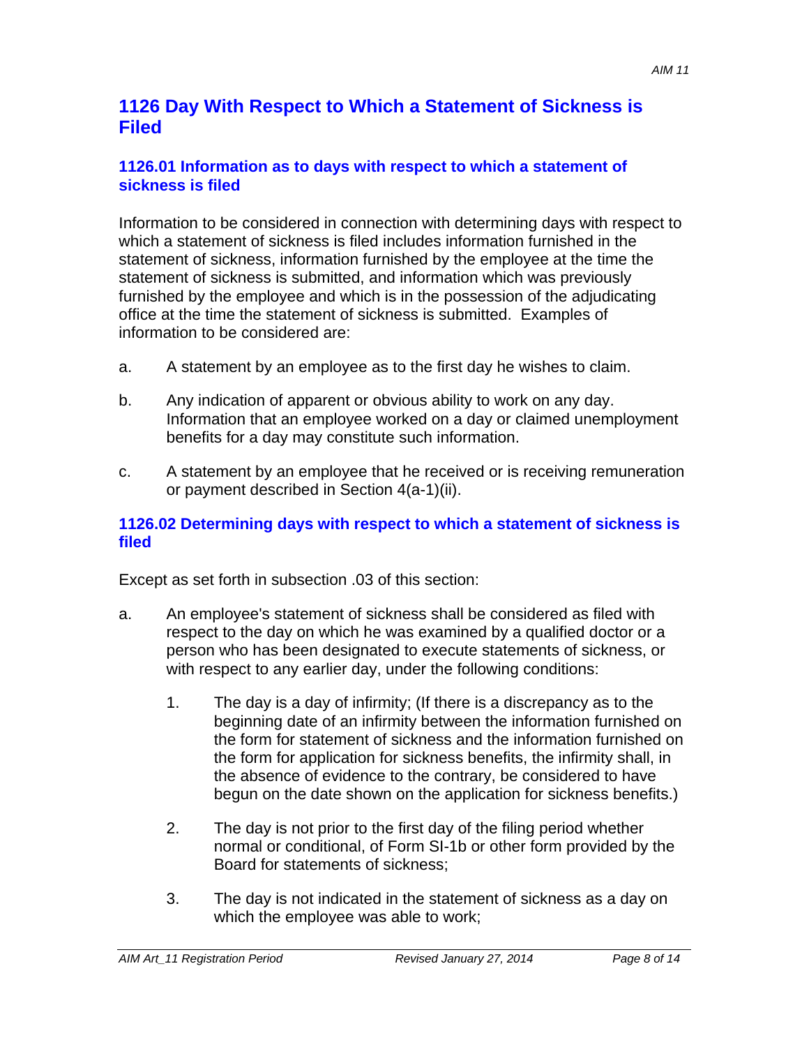# 1126 Day With Respect to Which a Statement of Sickness is Filed

## 1126.01 Information as to days with respect to which a statement of sickness is filed

Information to be considered in connection with determining days with respect to which a statement of sickness is filed includes information furnished in the statement of sickness, information furnished by the employee at the time the statement of sickness is submitted, and information which was previously furnished by the employee and which is in the possession of the adjudicating office at the time the statement of sickness is submitted. Examples of information to be considered are:

a. A statement by an employee as to the first day he wishes to claim.

b. Any indication of apparent or obvious ability to work on any day. Information that an employee worked on a day or claimed unemployment benefits for a day may constitute such information.

c. A statement by an employee that he received or is receiving remuneration or payment described in Section 4(a-1)(ii).

## 1126.02 Determining days with respect to which a statement of sickness is filed

Except as set forth in subsection .03 of this section:

a. An employee's statement of sickness shall be considered as filed with respect to the day on which he was examined by a qualified doctor or a person who has been designated to execute statements of sickness, or with respect to any earlier day, under the following conditions:

   1. The day is a day of infirmity; (If there is a discrepancy as to the beginning date of an infirmity between the information furnished on the form for statement of sickness and the information furnished on the form for application for sickness benefits, the infirmity shall, in the absence of evidence to the contrary, be considered to have begun on the date shown on the application for sickness benefits.)

   2. The day is not prior to the first day of the filing period whether normal or conditional, of Form SI-1b or other form provided by the Board for statements of sickness;

   3. The day is not indicated in the statement of sickness as a day on which the employee was able to work;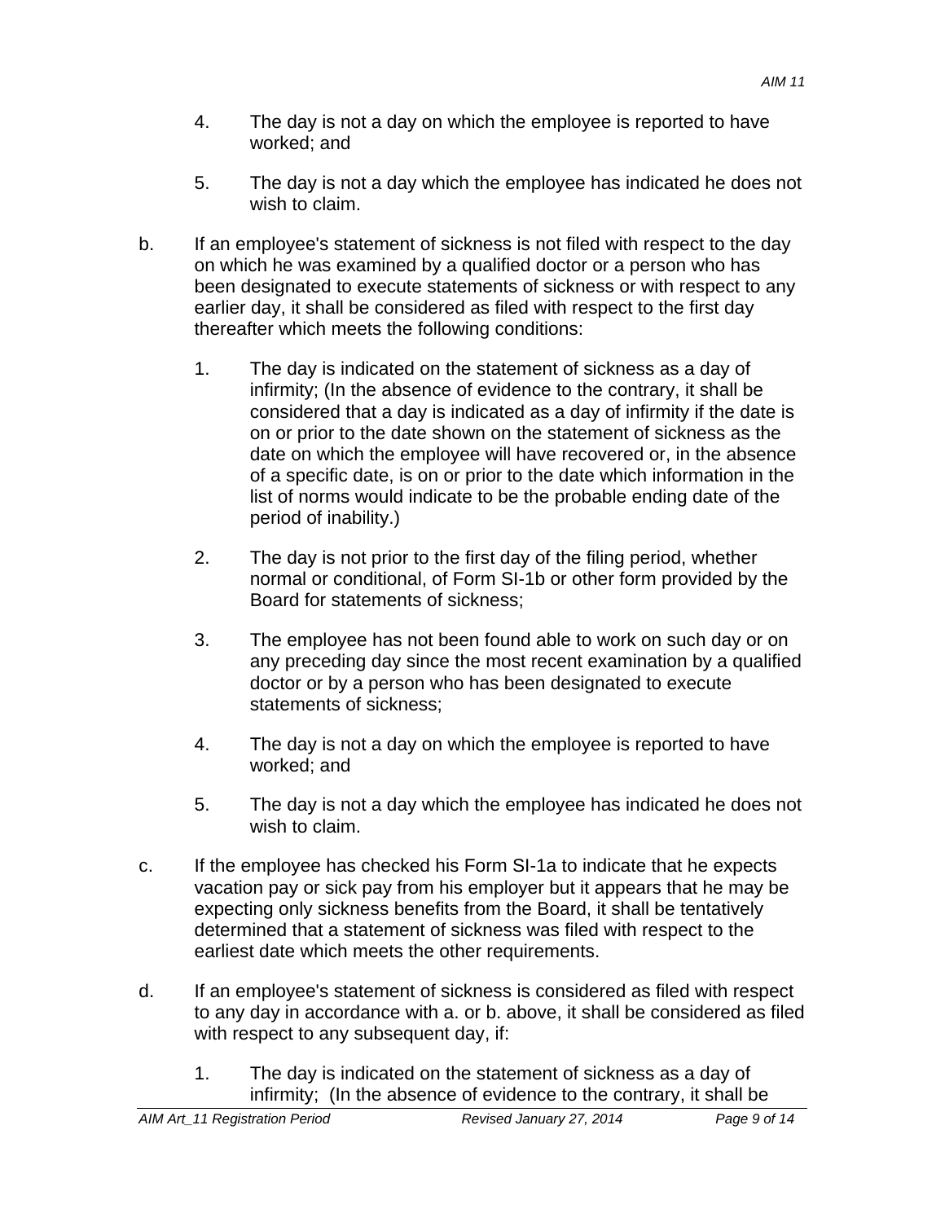4. The day is not a day on which the employee is reported to have worked; and

5. The day is not a day which the employee has indicated he does not wish to claim.

b. If an employee's statement of sickness is not filed with respect to the day on which he was examined by a qualified doctor or a person who has been designated to execute statements of sickness or with respect to any earlier day, it shall be considered as filed with respect to the first day thereafter which meets the following conditions:

   1. The day is indicated on the statement of sickness as a day of infirmity; (In the absence of evidence to the contrary, it shall be considered that a day is indicated as a day of infirmity if the date is on or prior to the date shown on the statement of sickness as the date on which the employee will have recovered or, in the absence of a specific date, is on or prior to the date which information in the list of norms would indicate to be the probable ending date of the period of inability.)

   2. The day is not prior to the first day of the filing period, whether normal or conditional, of Form SI-1b or other form provided by the Board for statements of sickness;

   3. The employee has not been found able to work on such day or on any preceding day since the most recent examination by a qualified doctor or by a person who has been designated to execute statements of sickness;

   4. The day is not a day on which the employee is reported to have worked; and

   5. The day is not a day which the employee has indicated he does not wish to claim.

c. If the employee has checked his Form SI-1a to indicate that he expects vacation pay or sick pay from his employer but it appears that he may be expecting only sickness benefits from the Board, it shall be tentatively determined that a statement of sickness was filed with respect to the earliest date which meets the other requirements.

d. If an employee's statement of sickness is considered as filed with respect to any day in accordance with a. or b. above, it shall be considered as filed with respect to any subsequent day, if:

   1. The day is indicated on the statement of sickness as a day of infirmity; (In the absence of evidence to the contrary, it shall be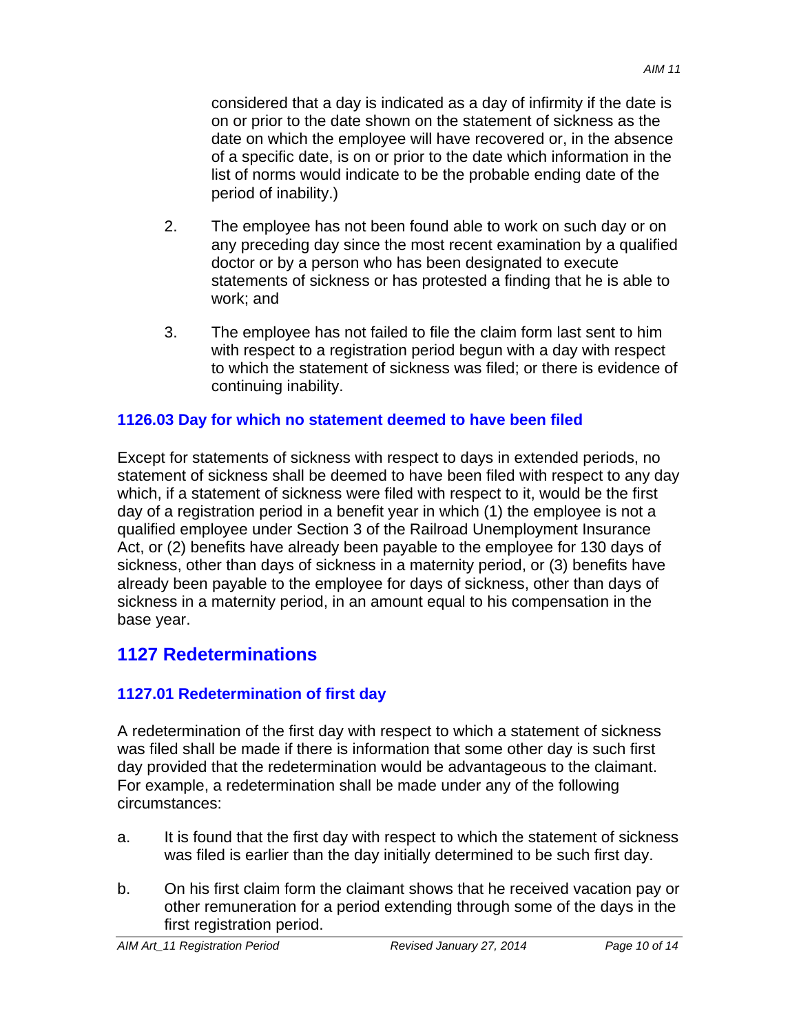considered that a day is indicated as a day of infirmity if the date is on or prior to the date shown on the statement of sickness as the date on which the employee will have recovered or, in the absence of a specific date, is on or prior to the date which information in the list of norms would indicate to be the probable ending date of the period of inability.)

2. The employee has not been found able to work on such day or on any preceding day since the most recent examination by a qualified doctor or by a person who has been designated to execute statements of sickness or has protested a finding that he is able to work; and

3. The employee has not failed to file the claim form last sent to him with respect to a registration period begun with a day with respect to which the statement of sickness was filed; or there is evidence of continuing inability.

### 1126.03 Day for which no statement deemed to have been filed

Except for statements of sickness with respect to days in extended periods, no statement of sickness shall be deemed to have been filed with respect to any day which, if a statement of sickness were filed with respect to it, would be the first day of a registration period in a benefit year in which (1) the employee is not a qualified employee under Section 3 of the Railroad Unemployment Insurance Act, or (2) benefits have already been payable to the employee for 130 days of sickness, other than days of sickness in a maternity period, or (3) benefits have already been payable to the employee for days of sickness, other than days of sickness in a maternity period, in an amount equal to his compensation in the base year.

## 1127 Redeterminations

### 1127.01 Redetermination of first day

A redetermination of the first day with respect to which a statement of sickness was filed shall be made if there is information that some other day is such first day provided that the redetermination would be advantageous to the claimant. For example, a redetermination shall be made under any of the following circumstances:

a. It is found that the first day with respect to which the statement of sickness was filed is earlier than the day initially determined to be such first day.

b. On his first claim form the claimant shows that he received vacation pay or other remuneration for a period extending through some of the days in the first registration period.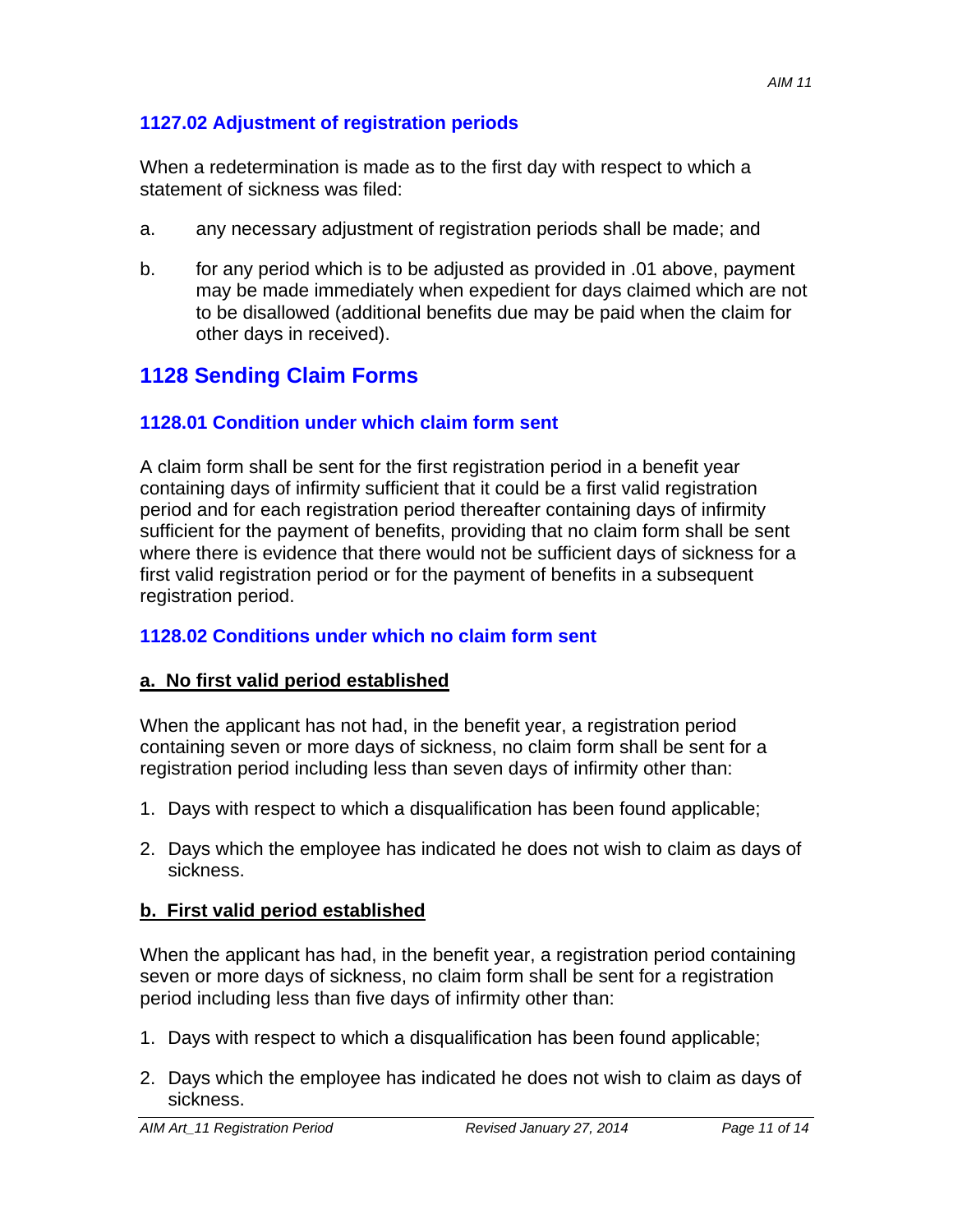### 1127.02 Adjustment of registration periods

When a redetermination is made as to the first day with respect to which a statement of sickness was filed:

a. any necessary adjustment of registration periods shall be made; and

b. for any period which is to be adjusted as provided in .01 above, payment may be made immediately when expedient for days claimed which are not to be disallowed (additional benefits due may be paid when the claim for other days in received).

## 1128 Sending Claim Forms

### 1128.01 Condition under which claim form sent

A claim form shall be sent for the first registration period in a benefit year containing days of infirmity sufficient that it could be a first valid registration period and for each registration period thereafter containing days of infirmity sufficient for the payment of benefits, providing that no claim form shall be sent where there is evidence that there would not be sufficient days of sickness for a first valid registration period or for the payment of benefits in a subsequent registration period.

### 1128.02 Conditions under which no claim form sent

**a. No first valid period established**

When the applicant has not had, in the benefit year, a registration period containing seven or more days of sickness, no claim form shall be sent for a registration period including less than seven days of infirmity other than:

1. Days with respect to which a disqualification has been found applicable;
2. Days which the employee has indicated he does not wish to claim as days of sickness.

**b. First valid period established**

When the applicant has had, in the benefit year, a registration period containing seven or more days of sickness, no claim form shall be sent for a registration period including less than five days of infirmity other than:

1. Days with respect to which a disqualification has been found applicable;
2. Days which the employee has indicated he does not wish to claim as days of sickness.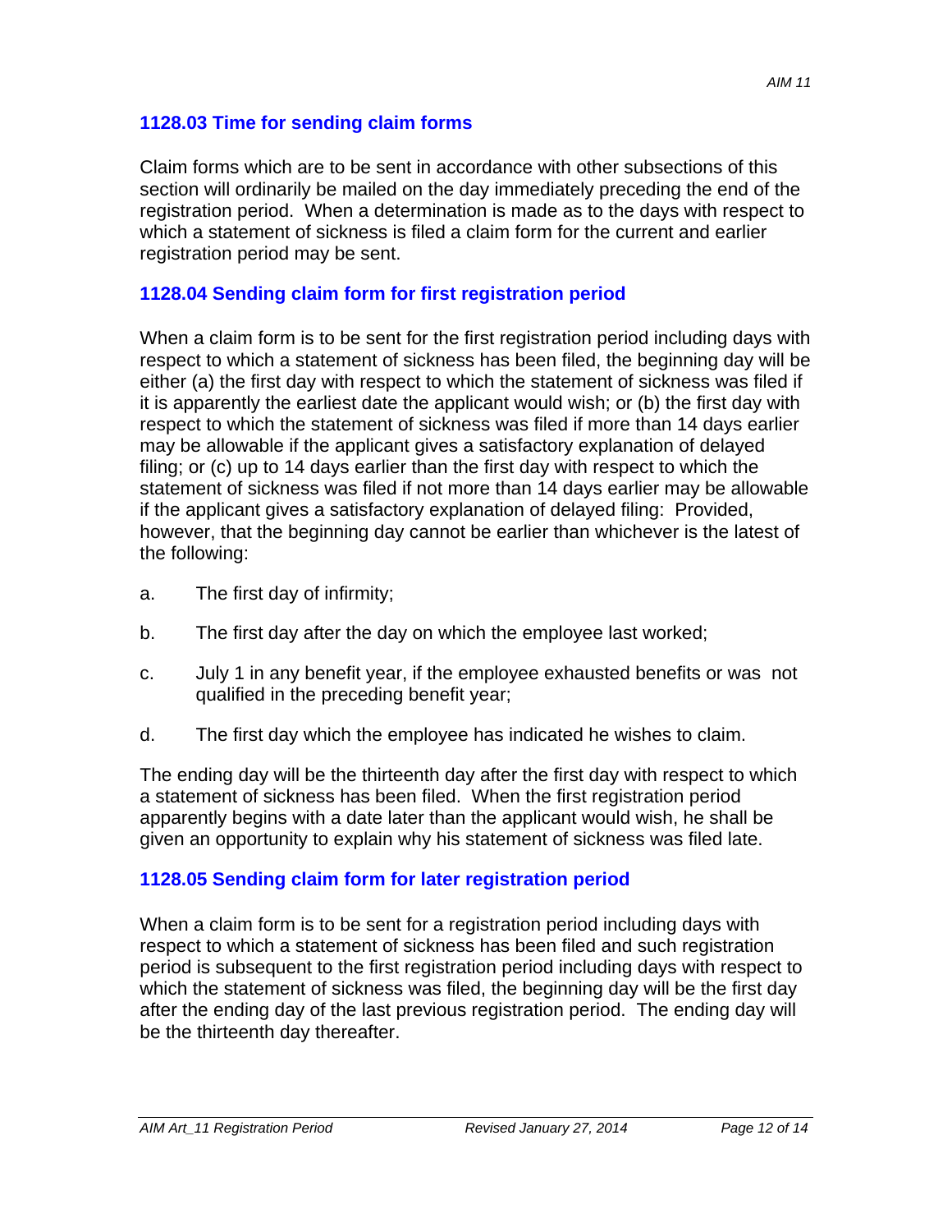## 1128.03 Time for sending claim forms

Claim forms which are to be sent in accordance with other subsections of this section will ordinarily be mailed on the day immediately preceding the end of the registration period. When a determination is made as to the days with respect to which a statement of sickness is filed a claim form for the current and earlier registration period may be sent.

## 1128.04 Sending claim form for first registration period

When a claim form is to be sent for the first registration period including days with respect to which a statement of sickness has been filed, the beginning day will be either (a) the first day with respect to which the statement of sickness was filed if it is apparently the earliest date the applicant would wish; or (b) the first day with respect to which the statement of sickness was filed if more than 14 days earlier may be allowable if the applicant gives a satisfactory explanation of delayed filing; or (c) up to 14 days earlier than the first day with respect to which the statement of sickness was filed if not more than 14 days earlier may be allowable if the applicant gives a satisfactory explanation of delayed filing: Provided, however, that the beginning day cannot be earlier than whichever is the latest of the following:

a. The first day of infirmity;

b. The first day after the day on which the employee last worked;

c. July 1 in any benefit year, if the employee exhausted benefits or was not qualified in the preceding benefit year;

d. The first day which the employee has indicated he wishes to claim.

The ending day will be the thirteenth day after the first day with respect to which a statement of sickness has been filed. When the first registration period apparently begins with a date later than the applicant would wish, he shall be given an opportunity to explain why his statement of sickness was filed late.

## 1128.05 Sending claim form for later registration period

When a claim form is to be sent for a registration period including days with respect to which a statement of sickness has been filed and such registration period is subsequent to the first registration period including days with respect to which the statement of sickness was filed, the beginning day will be the first day after the ending day of the last previous registration period. The ending day will be the thirteenth day thereafter.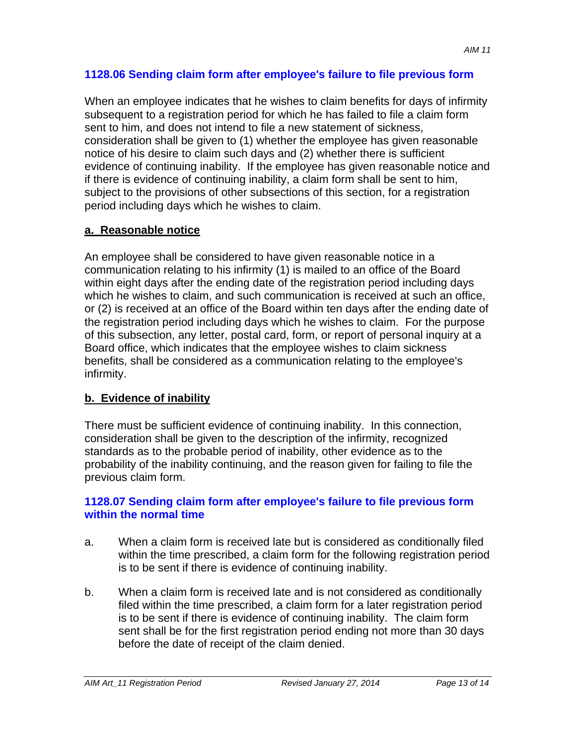## 1128.06 Sending claim form after employee's failure to file previous form

When an employee indicates that he wishes to claim benefits for days of infirmity subsequent to a registration period for which he has failed to file a claim form sent to him, and does not intend to file a new statement of sickness, consideration shall be given to (1) whether the employee has given reasonable notice of his desire to claim such days and (2) whether there is sufficient evidence of continuing inability. If the employee has given reasonable notice and if there is evidence of continuing inability, a claim form shall be sent to him, subject to the provisions of other subsections of this section, for a registration period including days which he wishes to claim.

### a. Reasonable notice

An employee shall be considered to have given reasonable notice in a communication relating to his infirmity (1) is mailed to an office of the Board within eight days after the ending date of the registration period including days which he wishes to claim, and such communication is received at such an office, or (2) is received at an office of the Board within ten days after the ending date of the registration period including days which he wishes to claim. For the purpose of this subsection, any letter, postal card, form, or report of personal inquiry at a Board office, which indicates that the employee wishes to claim sickness benefits, shall be considered as a communication relating to the employee's infirmity.

### b. Evidence of inability

There must be sufficient evidence of continuing inability. In this connection, consideration shall be given to the description of the infirmity, recognized standards as to the probable period of inability, other evidence as to the probability of the inability continuing, and the reason given for failing to file the previous claim form.

## 1128.07 Sending claim form after employee's failure to file previous form within the normal time

a. When a claim form is received late but is considered as conditionally filed within the time prescribed, a claim form for the following registration period is to be sent if there is evidence of continuing inability.

b. When a claim form is received late and is not considered as conditionally filed within the time prescribed, a claim form for a later registration period is to be sent if there is evidence of continuing inability. The claim form sent shall be for the first registration period ending not more than 30 days before the date of receipt of the claim denied.